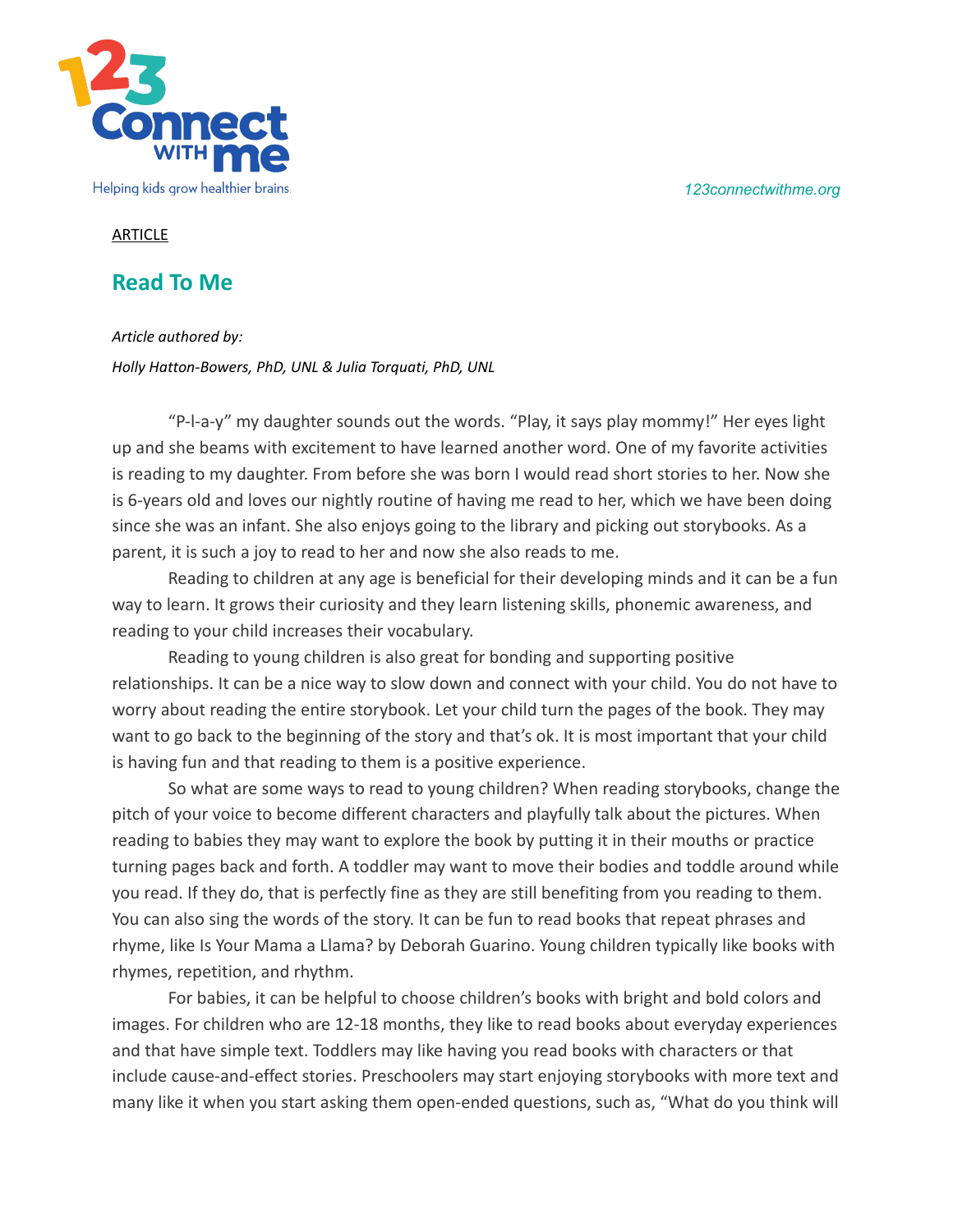ARTICLE

## Read To Me

*Article authored by:*

*Holly Hatton-Bowers, PhD, UNL & Julia Torquati, PhD, UNL*

"P-l-a-y" my daughter sounds out the words. "Play, it says play mommy!" Her eyes light up and she beams with excitement to have learned another word. One of my favorite activities is reading to my daughter. From before she was born I would read short stories to her. Now she is 6-years old and loves our nightly routine of having me read to her, which we have been doing since she was an infant. She also enjoys going to the library and picking out storybooks. As a parent, it is such a joy to read to her and now she also reads to me.

Reading to children at any age is beneficial for their developing minds and it can be a fun way to learn. It grows their curiosity and they learn listening skills, phonemic awareness, and reading to your child increases their vocabulary.

Reading to young children is also great for bonding and supporting positive relationships. It can be a nice way to slow down and connect with your child. You do not have to worry about reading the entire storybook. Let your child turn the pages of the book. They may want to go back to the beginning of the story and that's ok. It is most important that your child is having fun and that reading to them is a positive experience.

So what are some ways to read to young children? When reading storybooks, change the pitch of your voice to become different characters and playfully talk about the pictures. When reading to babies they may want to explore the book by putting it in their mouths or practice turning pages back and forth. A toddler may want to move their bodies and toddle around while you read. If they do, that is perfectly fine as they are still benefiting from you reading to them. You can also sing the words of the story. It can be fun to read books that repeat phrases and rhyme, like Is Your Mama a Llama? by Deborah Guarino. Young children typically like books with rhymes, repetition, and rhythm.

For babies, it can be helpful to choose children's books with bright and bold colors and images. For children who are 12-18 months, they like to read books about everyday experiences and that have simple text. Toddlers may like having you read books with characters or that include cause-and-effect stories. Preschoolers may start enjoying storybooks with more text and many like it when you start asking them open-ended questions, such as, "What do you think will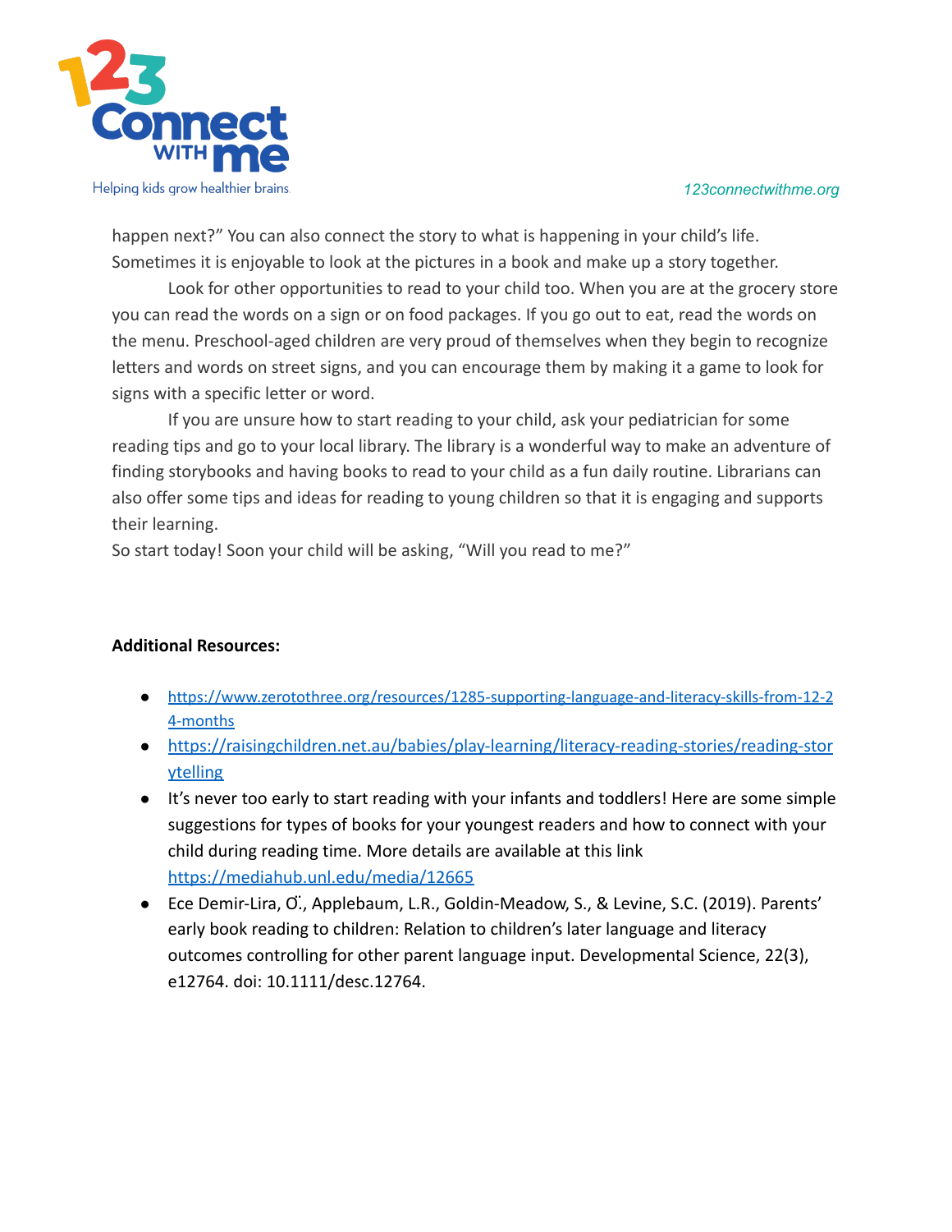happen next?" You can also connect the story to what is happening in your child's life. Sometimes it is enjoyable to look at the pictures in a book and make up a story together.

Look for other opportunities to read to your child too. When you are at the grocery store you can read the words on a sign or on food packages. If you go out to eat, read the words on the menu. Preschool-aged children are very proud of themselves when they begin to recognize letters and words on street signs, and you can encourage them by making it a game to look for signs with a specific letter or word.

If you are unsure how to start reading to your child, ask your pediatrician for some reading tips and go to your local library. The library is a wonderful way to make an adventure of finding storybooks and having books to read to your child as a fun daily routine. Librarians can also offer some tips and ideas for reading to young children so that it is engaging and supports their learning.

So start today! Soon your child will be asking, "Will you read to me?"

**Additional Resources:**

- https://www.zerotothree.org/resources/1285-supporting-language-and-literacy-skills-from-12-24-months
- https://raisingchildren.net.au/babies/play-learning/literacy-reading-stories/reading-storytelling
- It's never too early to start reading with your infants and toddlers! Here are some simple suggestions for types of books for your youngest readers and how to connect with your child during reading time. More details are available at this link https://mediahub.unl.edu/media/12665
- Ece Demir-Lira, Ö., Applebaum, L.R., Goldin-Meadow, S., & Levine, S.C. (2019). Parents' early book reading to children: Relation to children's later language and literacy outcomes controlling for other parent language input. Developmental Science, 22(3), e12764. doi: 10.1111/desc.12764.